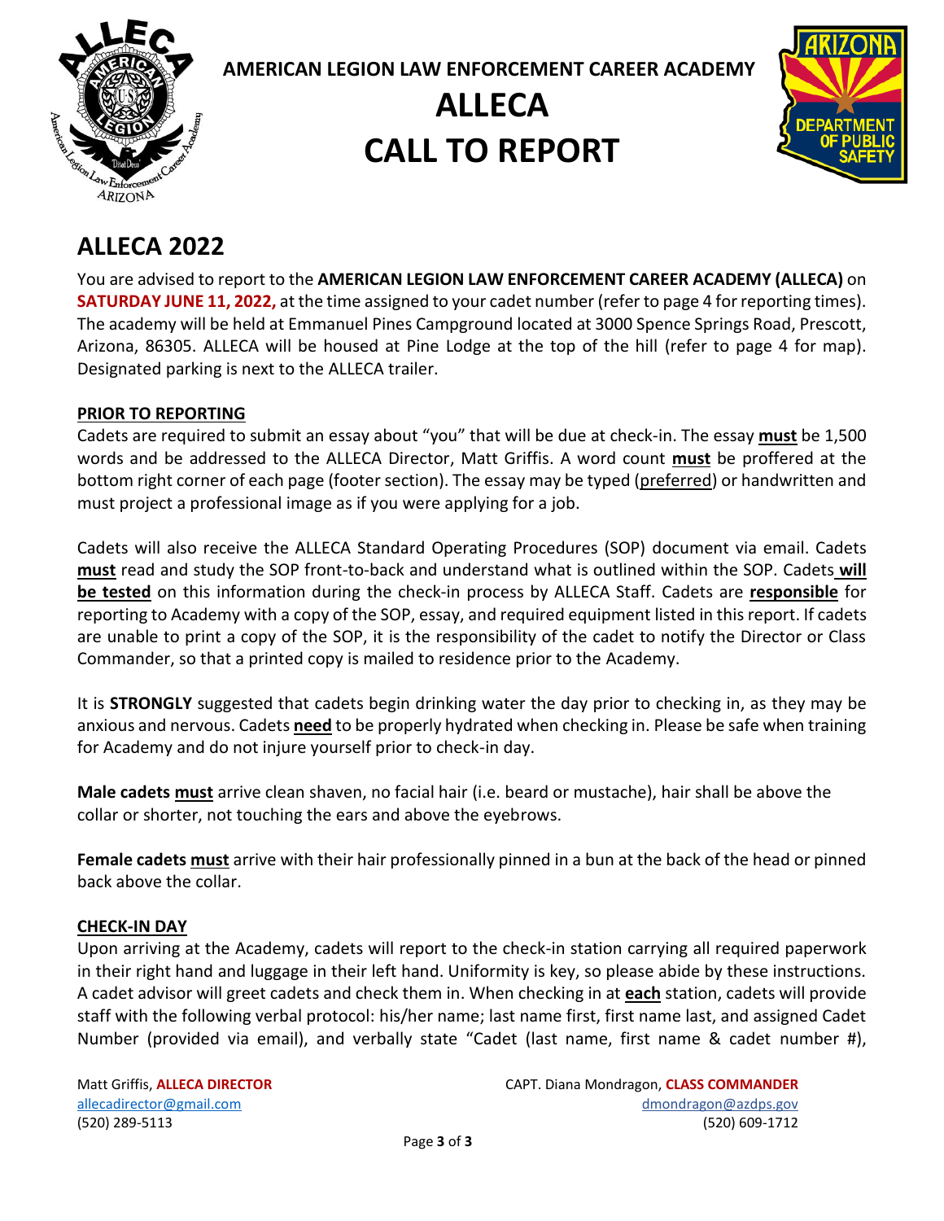**AMERICAN LEGION LAW ENFORCEMENT CAREER ACADEMY**

# ALLECA
# CALL TO REPORT

## ALLECA 2022

You are advised to report to the **AMERICAN LEGION LAW ENFORCEMENT CAREER ACADEMY (ALLECA)** on **SATURDAY JUNE 11, 2022,** at the time assigned to your cadet number (refer to page 4 for reporting times). The academy will be held at Emmanuel Pines Campground located at 3000 Spence Springs Road, Prescott, Arizona, 86305. ALLECA will be housed at Pine Lodge at the top of the hill (refer to page 4 for map). Designated parking is next to the ALLECA trailer.

### PRIOR TO REPORTING

Cadets are required to submit an essay about "you" that will be due at check-in. The essay **must** be 1,500 words and be addressed to the ALLECA Director, Matt Griffis. A word count **must** be proffered at the bottom right corner of each page (footer section). The essay may be typed (preferred) or handwritten and must project a professional image as if you were applying for a job.

Cadets will also receive the ALLECA Standard Operating Procedures (SOP) document via email. Cadets **must** read and study the SOP front-to-back and understand what is outlined within the SOP. Cadets **will be tested** on this information during the check-in process by ALLECA Staff. Cadets are **responsible** for reporting to Academy with a copy of the SOP, essay, and required equipment listed in this report. If cadets are unable to print a copy of the SOP, it is the responsibility of the cadet to notify the Director or Class Commander, so that a printed copy is mailed to residence prior to the Academy.

It is **STRONGLY** suggested that cadets begin drinking water the day prior to checking in, as they may be anxious and nervous. Cadets **need** to be properly hydrated when checking in. Please be safe when training for Academy and do not injure yourself prior to check-in day.

**Male cadets must** arrive clean shaven, no facial hair (i.e. beard or mustache), hair shall be above the collar or shorter, not touching the ears and above the eyebrows.

**Female cadets must** arrive with their hair professionally pinned in a bun at the back of the head or pinned back above the collar.

### CHECK-IN DAY

Upon arriving at the Academy, cadets will report to the check-in station carrying all required paperwork in their right hand and luggage in their left hand. Uniformity is key, so please abide by these instructions. A cadet advisor will greet cadets and check them in. When checking in at **each** station, cadets will provide staff with the following verbal protocol: his/her name; last name first, first name last, and assigned Cadet Number (provided via email), and verbally state "Cadet (last name, first name & cadet number #),

Matt Griffis, **ALLECA DIRECTOR**
allecadirector@gmail.com
(520) 289-5113

CAPT. Diana Mondragon, **CLASS COMMANDER**
dmondragon@azdps.gov
(520) 609-1712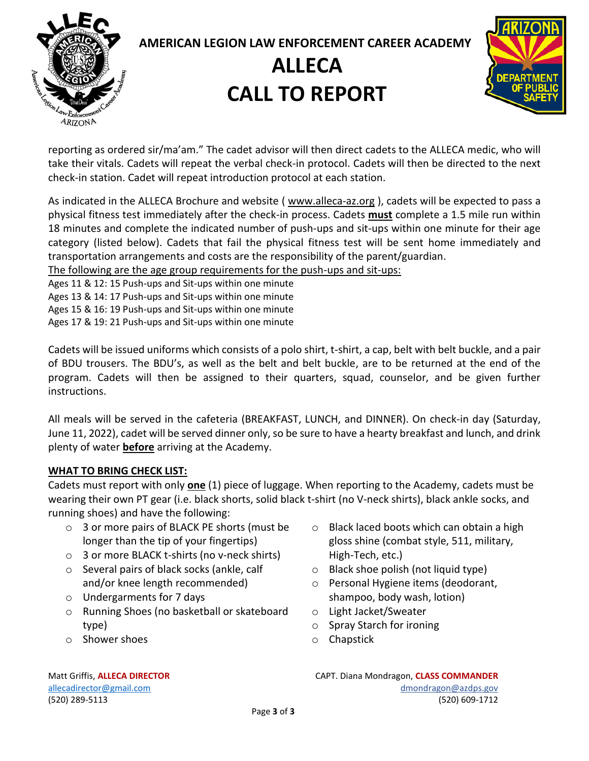# AMERICAN LEGION LAW ENFORCEMENT CAREER ACADEMY

# ALLECA

# CALL TO REPORT

reporting as ordered sir/ma'am." The cadet advisor will then direct cadets to the ALLECA medic, who will take their vitals. Cadets will repeat the verbal check-in protocol. Cadets will then be directed to the next check-in station. Cadet will repeat introduction protocol at each station.

As indicated in the ALLECA Brochure and website ( www.alleca-az.org ), cadets will be expected to pass a physical fitness test immediately after the check-in process. Cadets **must** complete a 1.5 mile run within 18 minutes and complete the indicated number of push-ups and sit-ups within one minute for their age category (listed below). Cadets that fail the physical fitness test will be sent home immediately and transportation arrangements and costs are the responsibility of the parent/guardian.

The following are the age group requirements for the push-ups and sit-ups:

Ages 11 & 12: 15 Push-ups and Sit-ups within one minute
Ages 13 & 14: 17 Push-ups and Sit-ups within one minute
Ages 15 & 16: 19 Push-ups and Sit-ups within one minute
Ages 17 & 19: 21 Push-ups and Sit-ups within one minute

Cadets will be issued uniforms which consists of a polo shirt, t-shirt, a cap, belt with belt buckle, and a pair of BDU trousers. The BDU's, as well as the belt and belt buckle, are to be returned at the end of the program. Cadets will then be assigned to their quarters, squad, counselor, and be given further instructions.

All meals will be served in the cafeteria (BREAKFAST, LUNCH, and DINNER). On check-in day (Saturday, June 11, 2022), cadet will be served dinner only, so be sure to have a hearty breakfast and lunch, and drink plenty of water **before** arriving at the Academy.

**WHAT TO BRING CHECK LIST:**

Cadets must report with only **one** (1) piece of luggage. When reporting to the Academy, cadets must be wearing their own PT gear (i.e. black shorts, solid black t-shirt (no V-neck shirts), black ankle socks, and running shoes) and have the following:

- 3 or more pairs of BLACK PE shorts (must be longer than the tip of your fingertips)
- 3 or more BLACK t-shirts (no v-neck shirts)
- Several pairs of black socks (ankle, calf and/or knee length recommended)
- Undergarments for 7 days
- Running Shoes (no basketball or skateboard type)
- Shower shoes
- Black laced boots which can obtain a high gloss shine (combat style, 511, military, High-Tech, etc.)
- Black shoe polish (not liquid type)
- Personal Hygiene items (deodorant, shampoo, body wash, lotion)
- Light Jacket/Sweater
- Spray Starch for ironing
- Chapstick

Matt Griffis, **ALLECA DIRECTOR**
allecadirector@gmail.com
(520) 289-5113

CAPT. Diana Mondragon, **CLASS COMMANDER**
dmondragon@azdps.gov
(520) 609-1712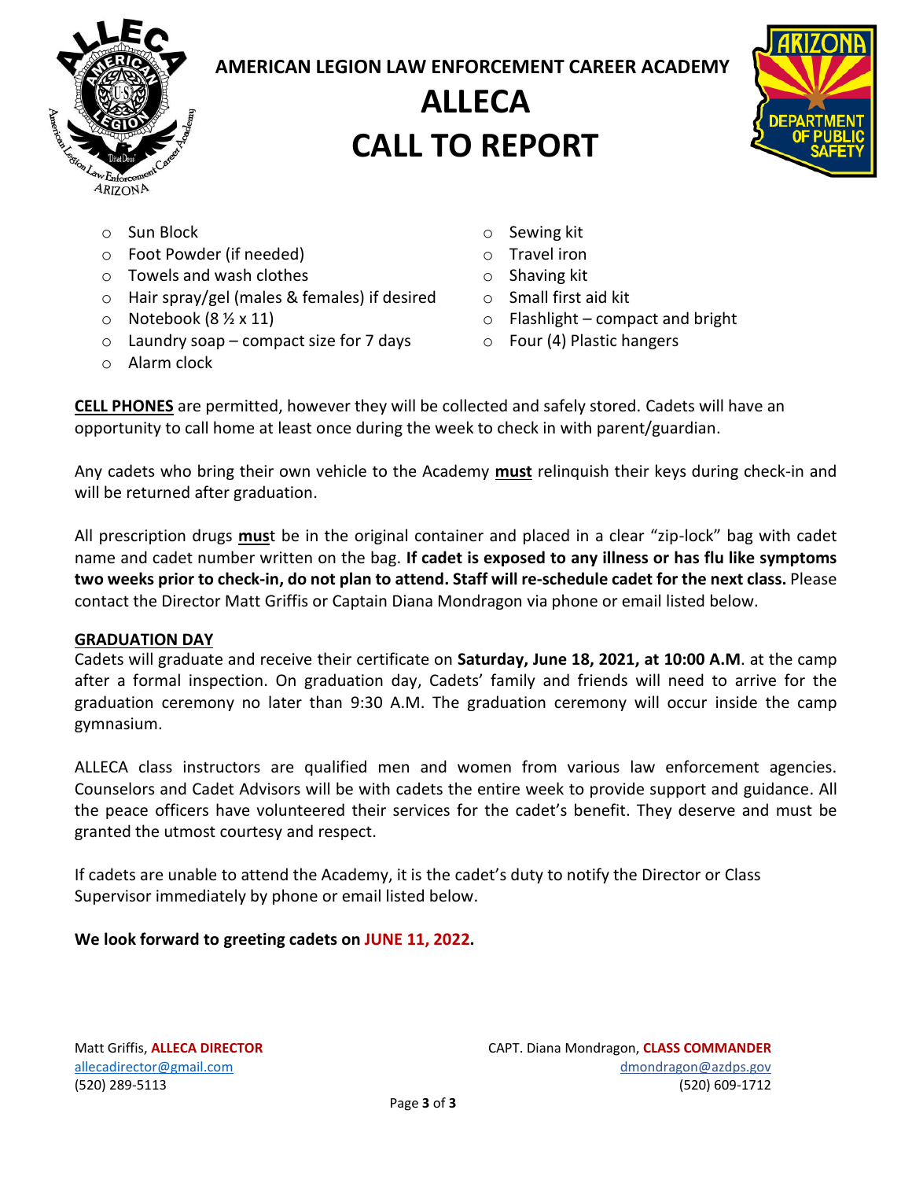**AMERICAN LEGION LAW ENFORCEMENT CAREER ACADEMY**

# ALLECA
# CALL TO REPORT

- Sun Block
- Foot Powder (if needed)
- Towels and wash clothes
- Hair spray/gel (males & females) if desired
- Notebook (8 ½ x 11)
- Laundry soap – compact size for 7 days
- Alarm clock
- Sewing kit
- Travel iron
- Shaving kit
- Small first aid kit
- Flashlight – compact and bright
- Four (4) Plastic hangers

**CELL PHONES** are permitted, however they will be collected and safely stored. Cadets will have an opportunity to call home at least once during the week to check in with parent/guardian.

Any cadets who bring their own vehicle to the Academy **must** relinquish their keys during check-in and will be returned after graduation.

All prescription drugs **mus**t be in the original container and placed in a clear "zip-lock" bag with cadet name and cadet number written on the bag. **If cadet is exposed to any illness or has flu like symptoms two weeks prior to check-in, do not plan to attend. Staff will re-schedule cadet for the next class.** Please contact the Director Matt Griffis or Captain Diana Mondragon via phone or email listed below.

**GRADUATION DAY**

Cadets will graduate and receive their certificate on **Saturday, June 18, 2021, at 10:00 A.M**. at the camp after a formal inspection. On graduation day, Cadets' family and friends will need to arrive for the graduation ceremony no later than 9:30 A.M. The graduation ceremony will occur inside the camp gymnasium.

ALLECA class instructors are qualified men and women from various law enforcement agencies. Counselors and Cadet Advisors will be with cadets the entire week to provide support and guidance. All the peace officers have volunteered their services for the cadet's benefit. They deserve and must be granted the utmost courtesy and respect.

If cadets are unable to attend the Academy, it is the cadet's duty to notify the Director or Class Supervisor immediately by phone or email listed below.

**We look forward to greeting cadets on JUNE 11, 2022.**

Matt Griffis, **ALLECA DIRECTOR**
allecadirector@gmail.com
(520) 289-5113

CAPT. Diana Mondragon, **CLASS COMMANDER**
dmondragon@azdps.gov
(520) 609-1712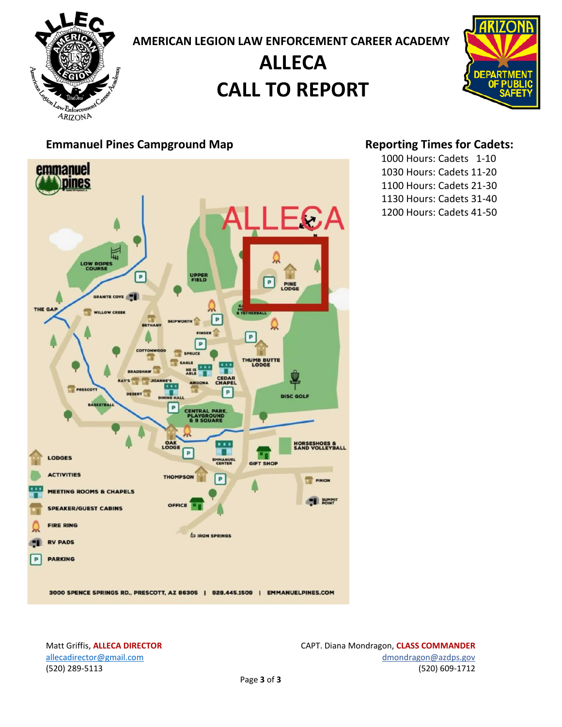AMERICAN LEGION LAW ENFORCEMENT CAREER ACADEMY

# ALLECA

# CALL TO REPORT

## Emmanuel Pines Campground Map

emmanuel pines

ALLECA

LOW ROPES COURSE

UPPER FIELD

PINE LODGE

GRANITE COVE

THE GAP

WILLOW CREEK

BETHANY

SKIPWORTH

TETHERBALL

FINGER

COTTONWOOD

SPRUCE

THUMB BUTTE LODGE

EAGLE

HE IS ABLE

BRADSHAW

RAY'S

JOANNE'S

ARIZONA

CEDAR CHAPEL

PRESCOTT

DESERT

DINING HALL

DISC GOLF

BASKETBALL

CENTRAL PARK, PLAYGROUND & 9 SQUARE

OAK LODGE

HORSESHOES & SAND VOLLEYBALL

EMMANUEL CENTER

GIFT SHOP

LODGES

ACTIVITIES

THOMPSON

PINION

MEETING ROOMS & CHAPELS

SUMMIT POINT

SPEAKER/GUEST CABINS

OFFICE

FIRE RING

RV PADS

to IRON SPRINGS

PARKING

3000 SPENCE SPRINGS RD., PRESCOTT, AZ 86305 | 928.445.1509 | EMMANUELPINES.COM

## Reporting Times for Cadets:

1000 Hours: Cadets 1-10
1030 Hours: Cadets 11-20
1100 Hours: Cadets 21-30
1130 Hours: Cadets 31-40
1200 Hours: Cadets 41-50

Matt Griffis, **ALLECA DIRECTOR**
allecadirector@gmail.com
(520) 289-5113

CAPT. Diana Mondragon, **CLASS COMMANDER**
dmondragon@azdps.gov
(520) 609-1712